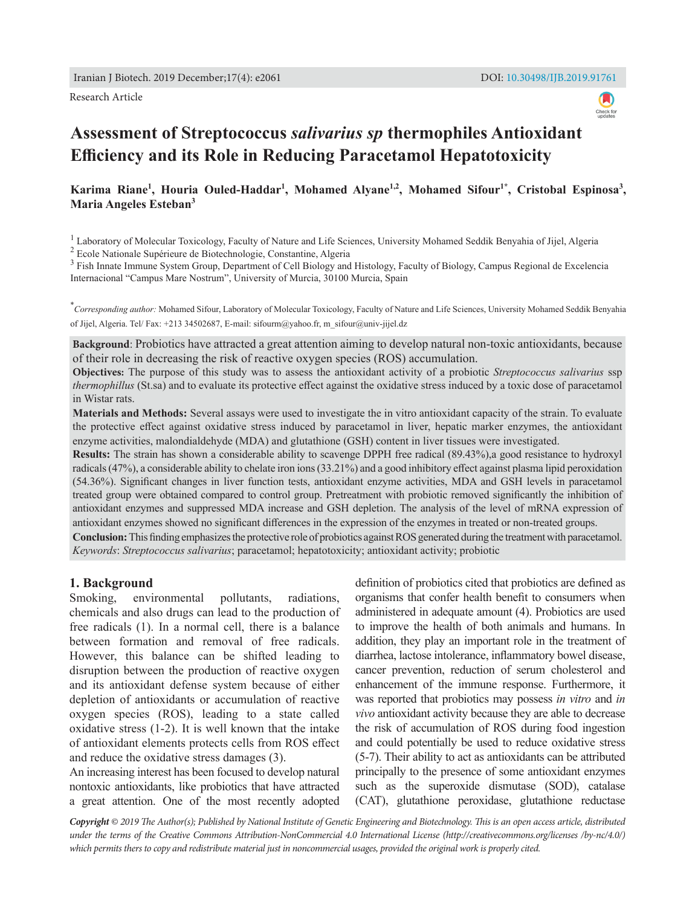Research Article

# Assessment of Streptococcus *salivarius sp* thermophiles Antioxidant Efficiency and its Role in Reducing Paracetamol Hepatotoxicity

**Karima Riane[1], Houria Ouled-Haddar[1], Mohamed Alyane[1,2], Mohamed Sifour[1*], Cristobal Espinosa[3], Maria Angeles Esteban[3]**

[1] Laboratory of Molecular Toxicology, Faculty of Nature and Life Sciences, University Mohamed Seddik Benyahia of Jijel, Algeria
[2] Ecole Nationale Supérieure de Biotechnologie, Constantine, Algeria
[3] Fish Innate Immune System Group, Department of Cell Biology and Histology, Faculty of Biology, Campus Regional de Excelencia Internacional "Campus Mare Nostrum", University of Murcia, 30100 Murcia, Spain

[*] *Corresponding author:* Mohamed Sifour, Laboratory of Molecular Toxicology, Faculty of Nature and Life Sciences, University Mohamed Seddik Benyahia of Jijel, Algeria. Tel/ Fax: +213 34502687, E-mail: sifourm@yahoo.fr, m_sifour@univ-jijel.dz

**Background**: Probiotics have attracted a great attention aiming to develop natural non-toxic antioxidants, because of their role in decreasing the risk of reactive oxygen species (ROS) accumulation.

**Objectives:** The purpose of this study was to assess the antioxidant activity of a probiotic *Streptococcus salivarius* ssp *thermophillus* (St.sa) and to evaluate its protective effect against the oxidative stress induced by a toxic dose of paracetamol in Wistar rats.

**Materials and Methods:** Several assays were used to investigate the in vitro antioxidant capacity of the strain. To evaluate the protective effect against oxidative stress induced by paracetamol in liver, hepatic marker enzymes, the antioxidant enzyme activities, malondialdehyde (MDA) and glutathione (GSH) content in liver tissues were investigated.

**Results:** The strain has shown a considerable ability to scavenge DPPH free radical (89.43%),a good resistance to hydroxyl radicals (47%), a considerable ability to chelate iron ions (33.21%) and a good inhibitory effect against plasma lipid peroxidation (54.36%). Significant changes in liver function tests, antioxidant enzyme activities, MDA and GSH levels in paracetamol treated group were obtained compared to control group. Pretreatment with probiotic removed significantly the inhibition of antioxidant enzymes and suppressed MDA increase and GSH depletion. The analysis of the level of mRNA expression of antioxidant enzymes showed no significant differences in the expression of the enzymes in treated or non-treated groups.

**Conclusion:** This finding emphasizes the protective role of probiotics against ROS generated during the treatment with paracetamol.

*Keywords*: *Streptococcus salivarius*; paracetamol; hepatotoxicity; antioxidant activity; probiotic

## 1. Background

Smoking, environmental pollutants, radiations, chemicals and also drugs can lead to the production of free radicals (1). In a normal cell, there is a balance between formation and removal of free radicals. However, this balance can be shifted leading to disruption between the production of reactive oxygen and its antioxidant defense system because of either depletion of antioxidants or accumulation of reactive oxygen species (ROS), leading to a state called oxidative stress (1-2). It is well known that the intake of antioxidant elements protects cells from ROS effect and reduce the oxidative stress damages (3).

An increasing interest has been focused to develop natural nontoxic antioxidants, like probiotics that have attracted a great attention. One of the most recently adopted definition of probiotics cited that probiotics are defined as organisms that confer health benefit to consumers when administered in adequate amount (4). Probiotics are used to improve the health of both animals and humans. In addition, they play an important role in the treatment of diarrhea, lactose intolerance, inflammatory bowel disease, cancer prevention, reduction of serum cholesterol and enhancement of the immune response. Furthermore, it was reported that probiotics may possess *in vitro* and *in vivo* antioxidant activity because they are able to decrease the risk of accumulation of ROS during food ingestion and could potentially be used to reduce oxidative stress (5-7). Their ability to act as antioxidants can be attributed principally to the presence of some antioxidant enzymes such as the superoxide dismutase (SOD), catalase (CAT), glutathione peroxidase, glutathione reductase

*Copyright © 2019 The Author(s); Published by National Institute of Genetic Engineering and Biotechnology. This is an open access article, distributed under the terms of the Creative Commons Attribution-NonCommercial 4.0 International License (http://creativecommons.org/licenses /by-nc/4.0/) which permits thers to copy and redistribute material just in noncommercial usages, provided the original work is properly cited.*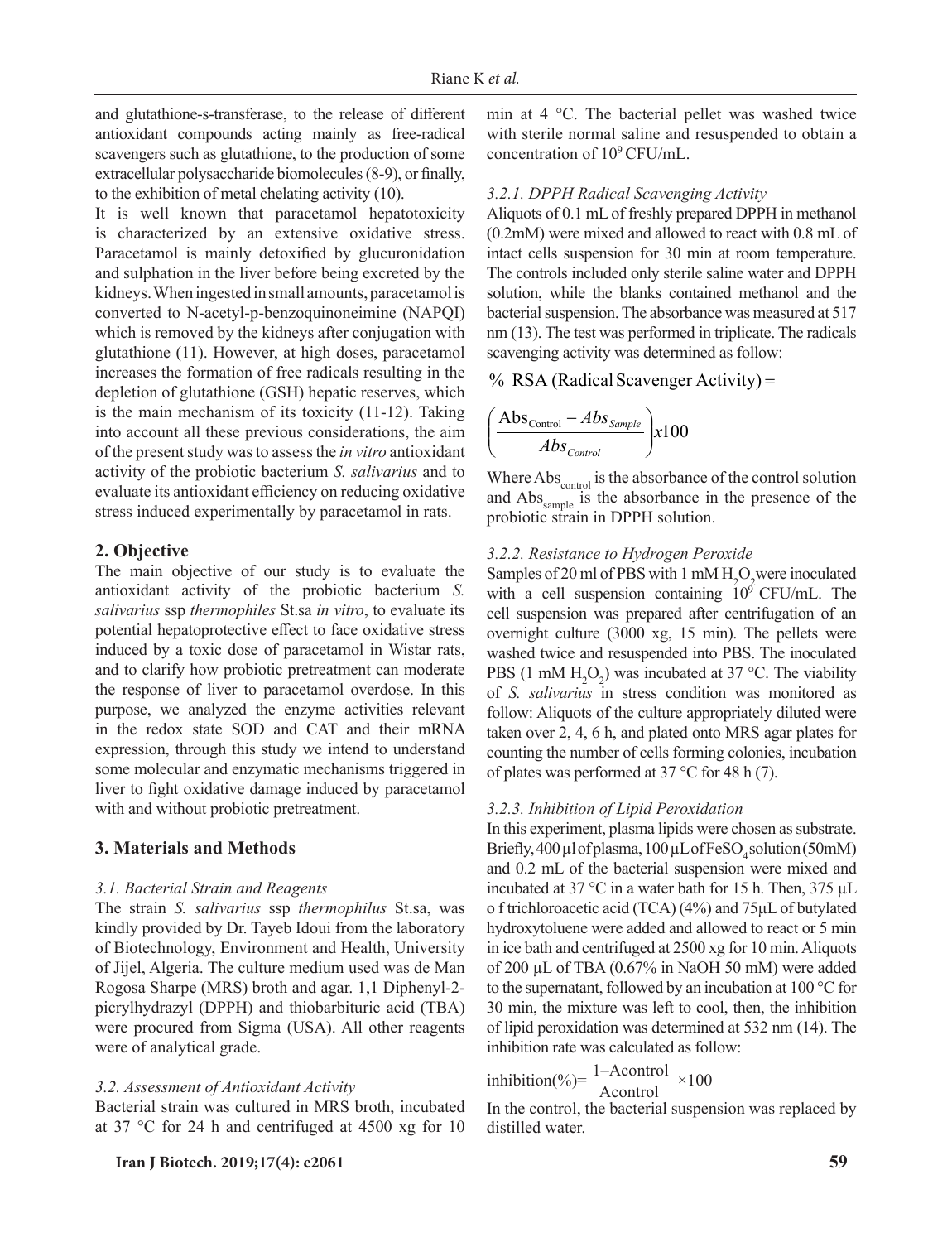and glutathione-s-transferase, to the release of different antioxidant compounds acting mainly as free-radical scavengers such as glutathione, to the production of some extracellular polysaccharide biomolecules (8-9), or finally, to the exhibition of metal chelating activity (10).

It is well known that paracetamol hepatotoxicity is characterized by an extensive oxidative stress. Paracetamol is mainly detoxified by glucuronidation and sulphation in the liver before being excreted by the kidneys. When ingested in small amounts, paracetamol is converted to N-acetyl-p-benzoquinoneimine (NAPQI) which is removed by the kidneys after conjugation with glutathione (11). However, at high doses, paracetamol increases the formation of free radicals resulting in the depletion of glutathione (GSH) hepatic reserves, which is the main mechanism of its toxicity (11-12). Taking into account all these previous considerations, the aim of the present study was to assess the *in vitro* antioxidant activity of the probiotic bacterium *S. salivarius* and to evaluate its antioxidant efficiency on reducing oxidative stress induced experimentally by paracetamol in rats.

## 2. Objective

The main objective of our study is to evaluate the antioxidant activity of the probiotic bacterium *S. salivarius* ssp *thermophiles* St.sa *in vitro*, to evaluate its potential hepatoprotective effect to face oxidative stress induced by a toxic dose of paracetamol in Wistar rats, and to clarify how probiotic pretreatment can moderate the response of liver to paracetamol overdose. In this purpose, we analyzed the enzyme activities relevant in the redox state SOD and CAT and their mRNA expression, through this study we intend to understand some molecular and enzymatic mechanisms triggered in liver to fight oxidative damage induced by paracetamol with and without probiotic pretreatment.

## 3. Materials and Methods

### 3.1. Bacterial Strain and Reagents

The strain *S. salivarius* ssp *thermophilus* St.sa, was kindly provided by Dr. Tayeb Idoui from the laboratory of Biotechnology, Environment and Health, University of Jijel, Algeria. The culture medium used was de Man Rogosa Sharpe (MRS) broth and agar. 1,1 Diphenyl-2-picrylhydrazyl (DPPH) and thiobarbituric acid (TBA) were procured from Sigma (USA). All other reagents were of analytical grade.

### 3.2. Assessment of Antioxidant Activity

Bacterial strain was cultured in MRS broth, incubated at 37 °C for 24 h and centrifuged at 4500 xg for 10 min at 4 °C. The bacterial pellet was washed twice with sterile normal saline and resuspended to obtain a concentration of $10^9$ CFU/mL.

#### 3.2.1. DPPH Radical Scavenging Activity

Aliquots of 0.1 mL of freshly prepared DPPH in methanol (0.2mM) were mixed and allowed to react with 0.8 mL of intact cells suspension for 30 min at room temperature. The controls included only sterile saline water and DPPH solution, while the blanks contained methanol and the bacterial suspension. The absorbance was measured at 517 nm (13). The test was performed in triplicate. The radicals scavenging activity was determined as follow:

$$\%\ \text{RSA (Radical Scavenger Activity)} = \left(\frac{\text{Abs}_{\text{Control}} - Abs_{Sample}}{Abs_{Control}}\right) x100$$

Where $\text{Abs}_{\text{control}}$ is the absorbance of the control solution and $\text{Abs}_{\text{sample}}$ is the absorbance in the presence of the probiotic strain in DPPH solution.

#### 3.2.2. Resistance to Hydrogen Peroxide

Samples of 20 ml of PBS with 1 mM $H_2O_2$ were inoculated with a cell suspension containing $10^9$ CFU/mL. The cell suspension was prepared after centrifugation of an overnight culture (3000 xg, 15 min). The pellets were washed twice and resuspended into PBS. The inoculated PBS (1 mM $H_2O_2$) was incubated at 37 °C. The viability of *S. salivarius* in stress condition was monitored as follow: Aliquots of the culture appropriately diluted were taken over 2, 4, 6 h, and plated onto MRS agar plates for counting the number of cells forming colonies, incubation of plates was performed at 37 °C for 48 h (7).

#### 3.2.3. Inhibition of Lipid Peroxidation

In this experiment, plasma lipids were chosen as substrate. Briefly, 400 µl of plasma, 100 µL of $FeSO_4$ solution (50mM) and 0.2 mL of the bacterial suspension were mixed and incubated at 37 °C in a water bath for 15 h. Then, 375 µL o f trichloroacetic acid (TCA) (4%) and 75µL of butylated hydroxytoluene were added and allowed to react or 5 min in ice bath and centrifuged at 2500 xg for 10 min. Aliquots of 200 µL of TBA (0.67% in NaOH 50 mM) were added to the supernatant, followed by an incubation at 100 °C for 30 min, the mixture was left to cool, then, the inhibition of lipid peroxidation was determined at 532 nm (14). The inhibition rate was calculated as follow:

$$\text{inhibition}(\%) = \frac{1 - \text{Acontrol}}{\text{Acontrol}} \times 100$$

In the control, the bacterial suspension was replaced by distilled water.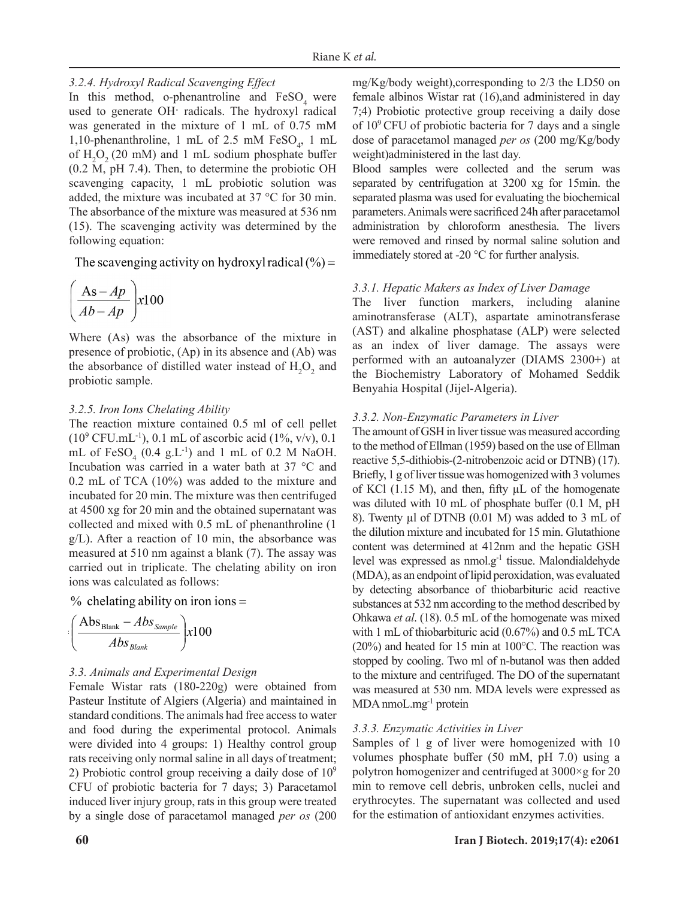### 3.2.4. Hydroxyl Radical Scavenging Effect

In this method, o-phenantroline and $FeSO_4$ were used to generate OH· radicals. The hydroxyl radical was generated in the mixture of 1 mL of 0.75 mM 1,10-phenanthroline, 1 mL of 2.5 mM $FeSO_4$, 1 mL of $H_2O_2$ (20 mM) and 1 mL sodium phosphate buffer (0.2 M, pH 7.4). Then, to determine the probiotic OH scavenging capacity, 1 mL probiotic solution was added, the mixture was incubated at 37 °C for 30 min. The absorbance of the mixture was measured at 536 nm (15). The scavenging activity was determined by the following equation:

The scavenging activity on hydroxyl radical (%) =

$$\left(\frac{As - Ap}{Ab - Ap}\right) x100$$

Where (As) was the absorbance of the mixture in presence of probiotic, (Ap) in its absence and (Ab) was the absorbance of distilled water instead of $H_2O_2$ and probiotic sample.

### 3.2.5. Iron Ions Chelating Ability

The reaction mixture contained 0.5 ml of cell pellet ($10^9$ $CFU.mL^{-1}$), 0.1 mL of ascorbic acid (1%, v/v), 0.1 mL of $FeSO_4$ (0.4 $g.L^{-1}$) and 1 mL of 0.2 M NaOH. Incubation was carried in a water bath at 37 °C and 0.2 mL of TCA (10%) was added to the mixture and incubated for 20 min. The mixture was then centrifuged at 4500 xg for 20 min and the obtained supernatant was collected and mixed with 0.5 mL of phenanthroline (1 g/L). After a reaction of 10 min, the absorbance was measured at 510 nm against a blank (7). The assay was carried out in triplicate. The chelating ability on iron ions was calculated as follows:

% chelating ability on iron ions =

$$\left(\frac{Abs_{Blank} - Abs_{Sample}}{Abs_{Blank}}\right) x100$$

### 3.3. Animals and Experimental Design

Female Wistar rats (180-220g) were obtained from Pasteur Institute of Algiers (Algeria) and maintained in standard conditions. The animals had free access to water and food during the experimental protocol. Animals were divided into 4 groups: 1) Healthy control group rats receiving only normal saline in all days of treatment; 2) Probiotic control group receiving a daily dose of $10^9$ CFU of probiotic bacteria for 7 days; 3) Paracetamol induced liver injury group, rats in this group were treated by a single dose of paracetamol managed *per os* (200 mg/Kg/body weight),corresponding to 2/3 the LD50 on female albinos Wistar rat (16),and administered in day 7;4) Probiotic protective group receiving a daily dose of $10^9$ CFU of probiotic bacteria for 7 days and a single dose of paracetamol managed *per os* (200 mg/Kg/body weight)administered in the last day.

Blood samples were collected and the serum was separated by centrifugation at 3200 xg for 15min. the separated plasma was used for evaluating the biochemical parameters. Animals were sacrificed 24h after paracetamol administration by chloroform anesthesia. The livers were removed and rinsed by normal saline solution and immediately stored at -20 °C for further analysis.

### 3.3.1. Hepatic Makers as Index of Liver Damage

The liver function markers, including alanine aminotransferase (ALT), aspartate aminotransferase (AST) and alkaline phosphatase (ALP) were selected as an index of liver damage. The assays were performed with an autoanalyzer (DIAMS 2300+) at the Biochemistry Laboratory of Mohamed Seddik Benyahia Hospital (Jijel-Algeria).

### 3.3.2. Non-Enzymatic Parameters in Liver

The amount of GSH in liver tissue was measured according to the method of Ellman (1959) based on the use of Ellman reactive 5,5-dithiobis-(2-nitrobenzoic acid or DTNB) (17). Briefly, 1 g of liver tissue was homogenized with 3 volumes of KCl (1.15 M), and then, fifty µL of the homogenate was diluted with 10 mL of phosphate buffer (0.1 M, pH 8). Twenty µl of DTNB (0.01 M) was added to 3 mL of the dilution mixture and incubated for 15 min. Glutathione content was determined at 412nm and the hepatic GSH level was expressed as $nmol.g^{-1}$ tissue. Malondialdehyde (MDA), as an endpoint of lipid peroxidation, was evaluated by detecting absorbance of thiobarbituric acid reactive substances at 532 nm according to the method described by Ohkawa *et al*. (18). 0.5 mL of the homogenate was mixed with 1 mL of thiobarbituric acid (0.67%) and 0.5 mL TCA (20%) and heated for 15 min at 100°C. The reaction was stopped by cooling. Two ml of n-butanol was then added to the mixture and centrifuged. The DO of the supernatant was measured at 530 nm. MDA levels were expressed as MDA $nmoL.mg^{-1}$ protein

### 3.3.3. Enzymatic Activities in Liver

Samples of 1 g of liver were homogenized with 10 volumes phosphate buffer (50 mM, pH 7.0) using a polytron homogenizer and centrifuged at 3000×g for 20 min to remove cell debris, unbroken cells, nuclei and erythrocytes. The supernatant was collected and used for the estimation of antioxidant enzymes activities.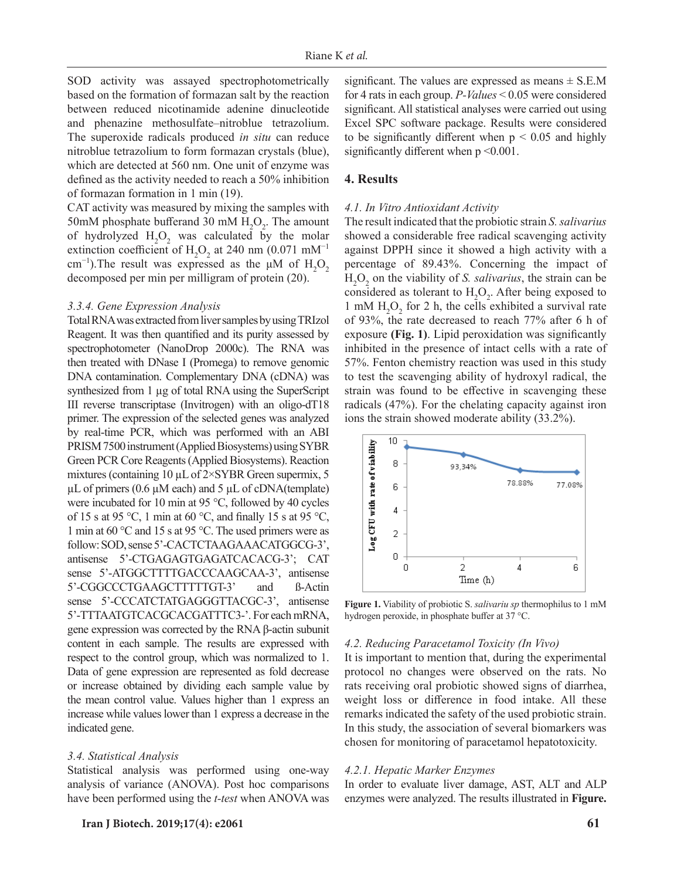SOD activity was assayed spectrophotometrically based on the formation of formazan salt by the reaction between reduced nicotinamide adenine dinucleotide and phenazine methosulfate–nitroblue tetrazolium. The superoxide radicals produced *in situ* can reduce nitroblue tetrazolium to form formazan crystals (blue), which are detected at 560 nm. One unit of enzyme was defined as the activity needed to reach a 50% inhibition of formazan formation in 1 min (19).

CAT activity was measured by mixing the samples with 50mM phosphate bufferand 30 mM $H_2O_2$. The amount of hydrolyzed $H_2O_2$ was calculated by the molar extinction coefficient of $H_2O_2$ at 240 nm (0.071 $mM^{-1}$ $cm^{-1}$).The result was expressed as the µM of $H_2O_2$ decomposed per min per milligram of protein (20).

### *3.3.4. Gene Expression Analysis*

Total RNA was extracted from liver samples by using TRIzol Reagent. It was then quantified and its purity assessed by spectrophotometer (NanoDrop 2000c). The RNA was then treated with DNase I (Promega) to remove genomic DNA contamination. Complementary DNA (cDNA) was synthesized from 1 µg of total RNA using the SuperScript III reverse transcriptase (Invitrogen) with an oligo-dT18 primer. The expression of the selected genes was analyzed by real-time PCR, which was performed with an ABI PRISM 7500 instrument (Applied Biosystems) using SYBR Green PCR Core Reagents (Applied Biosystems). Reaction mixtures (containing 10 µL of 2×SYBR Green supermix, 5 µL of primers (0.6 µM each) and 5 µL of cDNA(template) were incubated for 10 min at 95 °C, followed by 40 cycles of 15 s at 95 °C, 1 min at 60 °C, and finally 15 s at 95 °C, 1 min at 60 °C and 15 s at 95 °C. The used primers were as follow: SOD, sense 5'-CACTCTAAGAAACATGGCG-3', antisense 5'-CTGAGAGTGAGATCACACG-3'; CAT sense 5'-ATGGCTTTTGACCCAAGCAA-3', antisense 5'-CGGCCCTGAAGCTTTTTGT-3' and ß-Actin sense 5'-CCCATCTATGAGGGTTACGC-3', antisense 5'-TTTAATGTCACGCACGATTTC3-'. For each mRNA, gene expression was corrected by the RNA β-actin subunit content in each sample. The results are expressed with respect to the control group, which was normalized to 1. Data of gene expression are represented as fold decrease or increase obtained by dividing each sample value by the mean control value. Values higher than 1 express an increase while values lower than 1 express a decrease in the indicated gene.

### *3.4. Statistical Analysis*

Statistical analysis was performed using one-way analysis of variance (ANOVA). Post hoc comparisons have been performed using the *t-test* when ANOVA was significant. The values are expressed as means ± S.E.M for 4 rats in each group. *P-Values* < 0.05 were considered significant. All statistical analyses were carried out using Excel SPC software package. Results were considered to be significantly different when $p < 0.05$ and highly significantly different when $p < 0.001$.

## 4. Results

### *4.1. In Vitro Antioxidant Activity*

The result indicated that the probiotic strain *S. salivarius* showed a considerable free radical scavenging activity against DPPH since it showed a high activity with a percentage of 89.43%. Concerning the impact of $H_2O_2$ on the viability of *S. salivarius*, the strain can be considered as tolerant to $H_2O_2$. After being exposed to 1 mM $H_2O_2$ for 2 h, the cells exhibited a survival rate of 93%, the rate decreased to reach 77% after 6 h of exposure **(Fig. 1)**. Lipid peroxidation was significantly inhibited in the presence of intact cells with a rate of 57%. Fenton chemistry reaction was used in this study to test the scavenging ability of hydroxyl radical, the strain was found to be effective in scavenging these radicals (47%). For the chelating capacity against iron ions the strain showed moderate ability (33.2%).

**Figure 1.** Viability of probiotic S. *salivariu sp* thermophilus to 1 mM hydrogen peroxide, in phosphate buffer at 37 °C.

### *4.2. Reducing Paracetamol Toxicity (In Vivo)*

It is important to mention that, during the experimental protocol no changes were observed on the rats. No rats receiving oral probiotic showed signs of diarrhea, weight loss or difference in food intake. All these remarks indicated the safety of the used probiotic strain. In this study, the association of several biomarkers was chosen for monitoring of paracetamol hepatotoxicity.

### *4.2.1. Hepatic Marker Enzymes*

In order to evaluate liver damage, AST, ALT and ALP enzymes were analyzed. The results illustrated in **Figure.**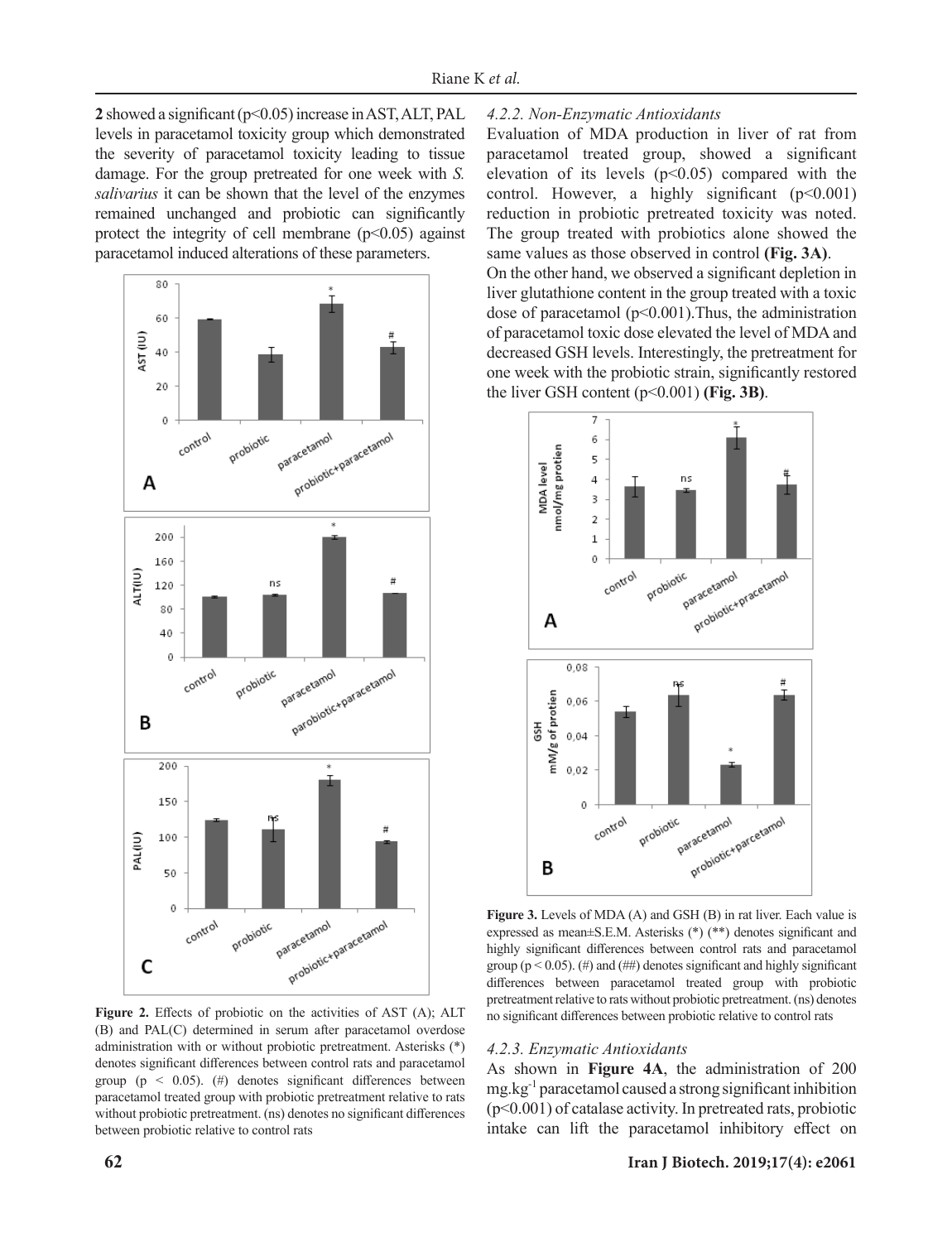**2** showed a significant ($p<0.05$) increase in AST, ALT, PAL levels in paracetamol toxicity group which demonstrated the severity of paracetamol toxicity leading to tissue damage. For the group pretreated for one week with *S. salivarius* it can be shown that the level of the enzymes remained unchanged and probiotic can significantly protect the integrity of cell membrane ($p<0.05$) against paracetamol induced alterations of these parameters.

**Figure 2.** Effects of probiotic on the activities of AST (A); ALT (B) and PAL(C) determined in serum after paracetamol overdose administration with or without probiotic pretreatment. Asterisks (*) denotes significant differences between control rats and paracetamol group ($p < 0.05$). (#) denotes significant differences between paracetamol treated group with probiotic pretreatment relative to rats without probiotic pretreatment. (ns) denotes no significant differences between probiotic relative to control rats

#### 4.2.2. Non-Enzymatic Antioxidants

Evaluation of MDA production in liver of rat from paracetamol treated group, showed a significant elevation of its levels ($p<0.05$) compared with the control. However, a highly significant ($p<0.001$) reduction in probiotic pretreated toxicity was noted. The group treated with probiotics alone showed the same values as those observed in control **(Fig. 3A)**.

On the other hand, we observed a significant depletion in liver glutathione content in the group treated with a toxic dose of paracetamol ($p<0.001$).Thus, the administration of paracetamol toxic dose elevated the level of MDA and decreased GSH levels. Interestingly, the pretreatment for one week with the probiotic strain, significantly restored the liver GSH content ($p<0.001$) **(Fig. 3B)**.

**Figure 3.** Levels of MDA (A) and GSH (B) in rat liver. Each value is expressed as mean±S.E.M. Asterisks (*) (**) denotes significant and highly significant differences between control rats and paracetamol group ($p < 0.05$). (#) and (##) denotes significant and highly significant differences between paracetamol treated group with probiotic pretreatment relative to rats without probiotic pretreatment. (ns) denotes no significant differences between probiotic relative to control rats

#### 4.2.3. Enzymatic Antioxidants

As shown in **Figure 4A**, the administration of 200 $mg.kg^{-1}$ paracetamol caused a strong significant inhibition ($p<0.001$) of catalase activity. In pretreated rats, probiotic intake can lift the paracetamol inhibitory effect on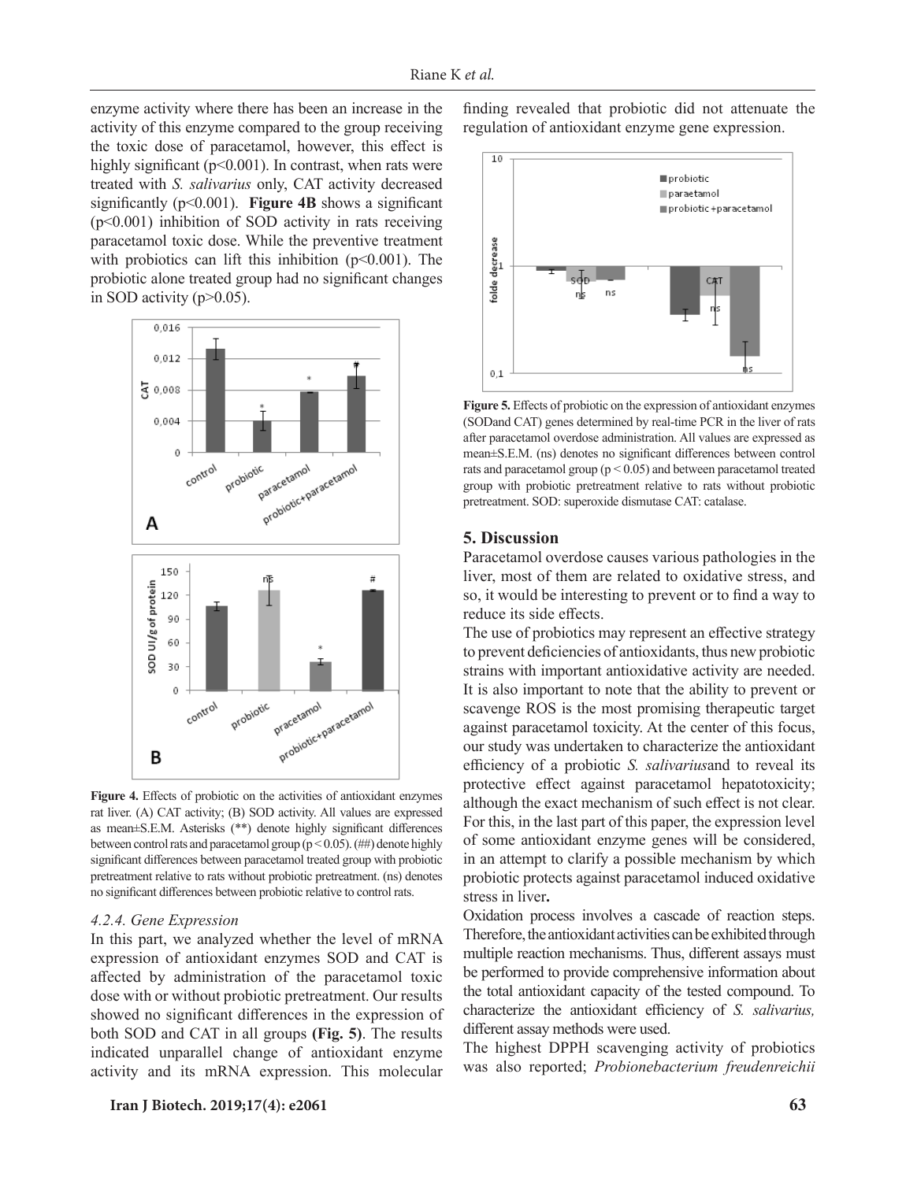enzyme activity where there has been an increase in the activity of this enzyme compared to the group receiving the toxic dose of paracetamol, however, this effect is highly significant ($p<0.001$). In contrast, when rats were treated with *S. salivarius* only, CAT activity decreased significantly ($p<0.001$). **Figure 4B** shows a significant ($p<0.001$) inhibition of SOD activity in rats receiving paracetamol toxic dose. While the preventive treatment with probiotics can lift this inhibition ($p<0.001$). The probiotic alone treated group had no significant changes in SOD activity ($p>0.05$).

**Figure 4.** Effects of probiotic on the activities of antioxidant enzymes rat liver. (A) CAT activity; (B) SOD activity. All values are expressed as mean±S.E.M. Asterisks (**) denote highly significant differences between control rats and paracetamol group ($p < 0.05$). (##) denote highly significant differences between paracetamol treated group with probiotic pretreatment relative to rats without probiotic pretreatment. (ns) denotes no significant differences between probiotic relative to control rats.

#### 4.2.4. Gene Expression

In this part, we analyzed whether the level of mRNA expression of antioxidant enzymes SOD and CAT is affected by administration of the paracetamol toxic dose with or without probiotic pretreatment. Our results showed no significant differences in the expression of both SOD and CAT in all groups **(Fig. 5)**. The results indicated unparallel change of antioxidant enzyme activity and its mRNA expression. This molecular finding revealed that probiotic did not attenuate the regulation of antioxidant enzyme gene expression.

**Figure 5.** Effects of probiotic on the expression of antioxidant enzymes (SODand CAT) genes determined by real-time PCR in the liver of rats after paracetamol overdose administration. All values are expressed as mean±S.E.M. (ns) denotes no significant differences between control rats and paracetamol group ($p < 0.05$) and between paracetamol treated group with probiotic pretreatment relative to rats without probiotic pretreatment. SOD: superoxide dismutase CAT: catalase.

## 5. Discussion

Paracetamol overdose causes various pathologies in the liver, most of them are related to oxidative stress, and so, it would be interesting to prevent or to find a way to reduce its side effects.

The use of probiotics may represent an effective strategy to prevent deficiencies of antioxidants, thus new probiotic strains with important antioxidative activity are needed. It is also important to note that the ability to prevent or scavenge ROS is the most promising therapeutic target against paracetamol toxicity. At the center of this focus, our study was undertaken to characterize the antioxidant efficiency of a probiotic *S. salivarius*and to reveal its protective effect against paracetamol hepatotoxicity; although the exact mechanism of such effect is not clear. For this, in the last part of this paper, the expression level of some antioxidant enzyme genes will be considered, in an attempt to clarify a possible mechanism by which probiotic protects against paracetamol induced oxidative stress in liver**.**

Oxidation process involves a cascade of reaction steps. Therefore, the antioxidant activities can be exhibited through multiple reaction mechanisms. Thus, different assays must be performed to provide comprehensive information about the total antioxidant capacity of the tested compound. To characterize the antioxidant efficiency of *S. salivarius,* different assay methods were used.

The highest DPPH scavenging activity of probiotics was also reported; *Probionebacterium freudenreichii*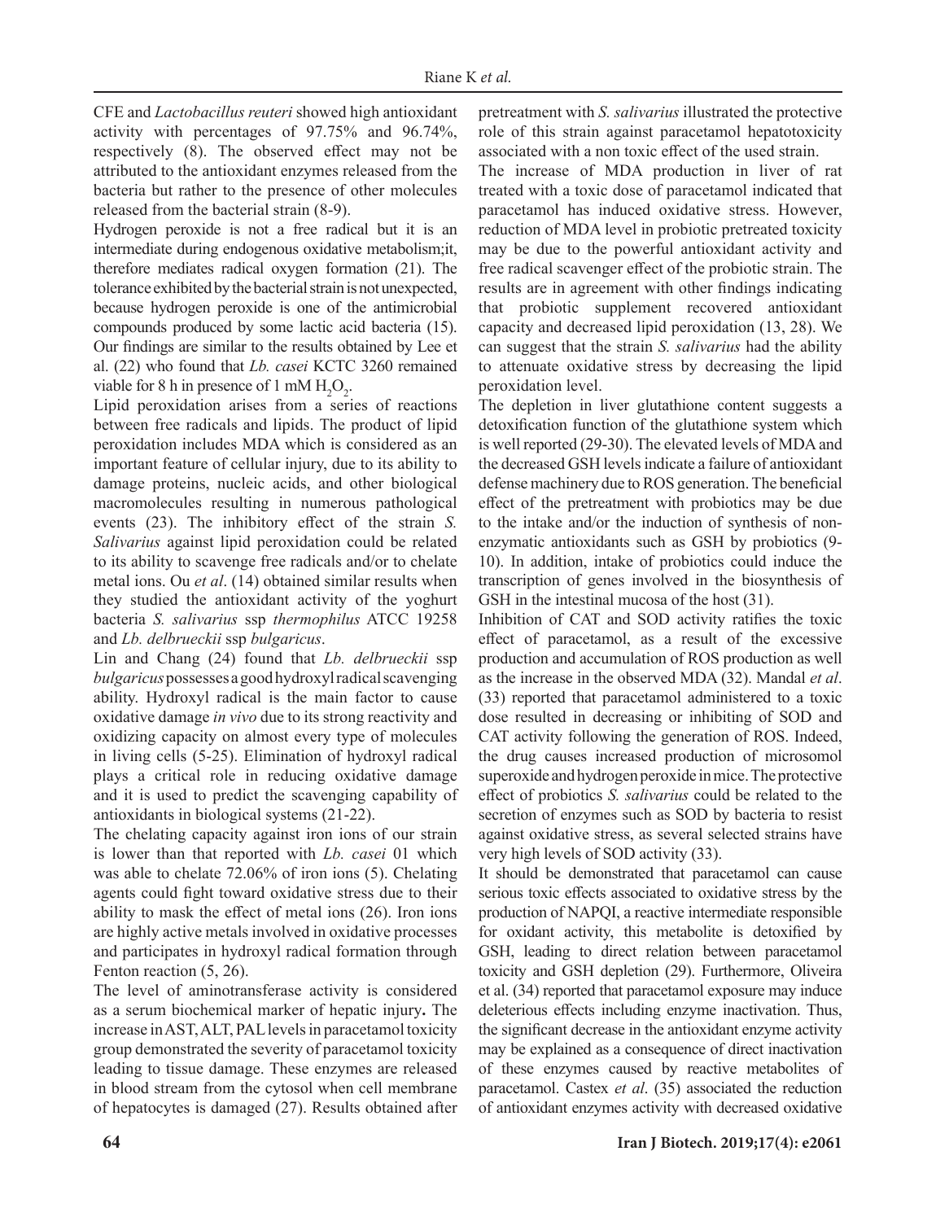CFE and *Lactobacillus reuteri* showed high antioxidant activity with percentages of 97.75% and 96.74%, respectively (8). The observed effect may not be attributed to the antioxidant enzymes released from the bacteria but rather to the presence of other molecules released from the bacterial strain (8-9).

Hydrogen peroxide is not a free radical but it is an intermediate during endogenous oxidative metabolism;it, therefore mediates radical oxygen formation (21). The tolerance exhibited by the bacterial strain is not unexpected, because hydrogen peroxide is one of the antimicrobial compounds produced by some lactic acid bacteria (15). Our findings are similar to the results obtained by Lee et al. (22) who found that *Lb. casei* KCTC 3260 remained viable for 8 h in presence of 1 mM $H_2O_2$.

Lipid peroxidation arises from a series of reactions between free radicals and lipids. The product of lipid peroxidation includes MDA which is considered as an important feature of cellular injury, due to its ability to damage proteins, nucleic acids, and other biological macromolecules resulting in numerous pathological events (23). The inhibitory effect of the strain *S. Salivarius* against lipid peroxidation could be related to its ability to scavenge free radicals and/or to chelate metal ions. Ou *et al*. (14) obtained similar results when they studied the antioxidant activity of the yoghurt bacteria *S. salivarius* ssp *thermophilus* ATCC 19258 and *Lb. delbrueckii* ssp *bulgaricus*.

Lin and Chang (24) found that *Lb. delbrueckii* ssp *bulgaricus* possesses a good hydroxyl radical scavenging ability. Hydroxyl radical is the main factor to cause oxidative damage *in vivo* due to its strong reactivity and oxidizing capacity on almost every type of molecules in living cells (5-25). Elimination of hydroxyl radical plays a critical role in reducing oxidative damage and it is used to predict the scavenging capability of antioxidants in biological systems (21-22).

The chelating capacity against iron ions of our strain is lower than that reported with *Lb. casei* 01 which was able to chelate 72.06% of iron ions (5). Chelating agents could fight toward oxidative stress due to their ability to mask the effect of metal ions (26). Iron ions are highly active metals involved in oxidative processes and participates in hydroxyl radical formation through Fenton reaction (5, 26).

The level of aminotransferase activity is considered as a serum biochemical marker of hepatic injury**.** The increase in AST, ALT, PAL levels in paracetamol toxicity group demonstrated the severity of paracetamol toxicity leading to tissue damage. These enzymes are released in blood stream from the cytosol when cell membrane of hepatocytes is damaged (27). Results obtained after pretreatment with *S. salivarius* illustrated the protective role of this strain against paracetamol hepatotoxicity associated with a non toxic effect of the used strain.

The increase of MDA production in liver of rat treated with a toxic dose of paracetamol indicated that paracetamol has induced oxidative stress. However, reduction of MDA level in probiotic pretreated toxicity may be due to the powerful antioxidant activity and free radical scavenger effect of the probiotic strain. The results are in agreement with other findings indicating that probiotic supplement recovered antioxidant capacity and decreased lipid peroxidation (13, 28). We can suggest that the strain *S. salivarius* had the ability to attenuate oxidative stress by decreasing the lipid peroxidation level.

The depletion in liver glutathione content suggests a detoxification function of the glutathione system which is well reported (29-30). The elevated levels of MDA and the decreased GSH levels indicate a failure of antioxidant defense machinery due to ROS generation. The beneficial effect of the pretreatment with probiotics may be due to the intake and/or the induction of synthesis of non-enzymatic antioxidants such as GSH by probiotics (9-10). In addition, intake of probiotics could induce the transcription of genes involved in the biosynthesis of GSH in the intestinal mucosa of the host (31).

Inhibition of CAT and SOD activity ratifies the toxic effect of paracetamol, as a result of the excessive production and accumulation of ROS production as well as the increase in the observed MDA (32). Mandal *et al*. (33) reported that paracetamol administered to a toxic dose resulted in decreasing or inhibiting of SOD and CAT activity following the generation of ROS. Indeed, the drug causes increased production of microsomol superoxide and hydrogen peroxide in mice. The protective effect of probiotics *S. salivarius* could be related to the secretion of enzymes such as SOD by bacteria to resist against oxidative stress, as several selected strains have very high levels of SOD activity (33).

It should be demonstrated that paracetamol can cause serious toxic effects associated to oxidative stress by the production of NAPQI, a reactive intermediate responsible for oxidant activity, this metabolite is detoxified by GSH, leading to direct relation between paracetamol toxicity and GSH depletion (29). Furthermore, Oliveira et al. (34) reported that paracetamol exposure may induce deleterious effects including enzyme inactivation. Thus, the significant decrease in the antioxidant enzyme activity may be explained as a consequence of direct inactivation of these enzymes caused by reactive metabolites of paracetamol. Castex *et al*. (35) associated the reduction of antioxidant enzymes activity with decreased oxidative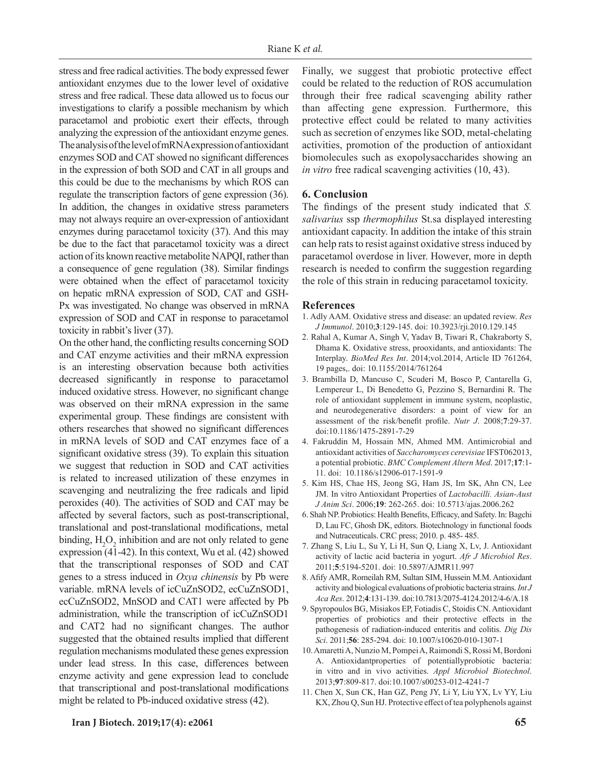stress and free radical activities. The body expressed fewer antioxidant enzymes due to the lower level of oxidative stress and free radical. These data allowed us to focus our investigations to clarify a possible mechanism by which paracetamol and probiotic exert their effects, through analyzing the expression of the antioxidant enzyme genes. The analysis of the level of mRNA expression of antioxidant enzymes SOD and CAT showed no significant differences in the expression of both SOD and CAT in all groups and this could be due to the mechanisms by which ROS can regulate the transcription factors of gene expression (36). In addition, the changes in oxidative stress parameters may not always require an over-expression of antioxidant enzymes during paracetamol toxicity (37). And this may be due to the fact that paracetamol toxicity was a direct action of its known reactive metabolite NAPQI, rather than a consequence of gene regulation (38). Similar findings were obtained when the effect of paracetamol toxicity on hepatic mRNA expression of SOD, CAT and GSH-Px was investigated. No change was observed in mRNA expression of SOD and CAT in response to paracetamol toxicity in rabbit's liver (37).

On the other hand, the conflicting results concerning SOD and CAT enzyme activities and their mRNA expression is an interesting observation because both activities decreased significantly in response to paracetamol induced oxidative stress. However, no significant change was observed on their mRNA expression in the same experimental group. These findings are consistent with others researches that showed no significant differences in mRNA levels of SOD and CAT enzymes face of a significant oxidative stress (39). To explain this situation we suggest that reduction in SOD and CAT activities is related to increased utilization of these enzymes in scavenging and neutralizing the free radicals and lipid peroxides (40). The activities of SOD and CAT may be affected by several factors, such as post-transcriptional, translational and post-translational modifications, metal binding, $H_2O_2$ inhibition and are not only related to gene expression (41-42). In this context, Wu et al. (42) showed that the transcriptional responses of SOD and CAT genes to a stress induced in *Oxya chinensis* by Pb were variable. mRNA levels of icCuZnSOD2, ecCuZnSOD1, ecCuZnSOD2, MnSOD and CAT1 were affected by Pb administration, while the transcription of icCuZnSOD1 and CAT2 had no significant changes. The author suggested that the obtained results implied that different regulation mechanisms modulated these genes expression under lead stress. In this case, differences between enzyme activity and gene expression lead to conclude that transcriptional and post-translational modifications might be related to Pb-induced oxidative stress (42).

Finally, we suggest that probiotic protective effect could be related to the reduction of ROS accumulation through their free radical scavenging ability rather than affecting gene expression. Furthermore, this protective effect could be related to many activities such as secretion of enzymes like SOD, metal-chelating activities, promotion of the production of antioxidant biomolecules such as exopolysaccharides showing an *in vitro* free radical scavenging activities (10, 43).

## 6. Conclusion

The findings of the present study indicated that *S. salivarius* ssp *thermophilus* St.sa displayed interesting antioxidant capacity. In addition the intake of this strain can help rats to resist against oxidative stress induced by paracetamol overdose in liver. However, more in depth research is needed to confirm the suggestion regarding the role of this strain in reducing paracetamol toxicity.

## References

1. Adly AAM. Oxidative stress and disease: an updated review. *Res J Immunol*. 2010;**3**:129-145. doi: 10.3923/rji.2010.129.145
2. Rahal A, Kumar A, Singh V, Yadav B, Tiwari R, Chakraborty S, Dhama K. Oxidative stress, prooxidants, and antioxidants: The Interplay. *BioMed Res Int*. 2014;vol.2014, Article ID 761264, 19 pages,. doi: 10.1155/2014/761264
3. Brambilla D, Mancuso C, Scuderi M, Bosco P, Cantarella G, Lempereur L, Di Benedetto G, Pezzino S, Bernardini R. The role of antioxidant supplement in immune system, neoplastic, and neurodegenerative disorders: a point of view for an assessment of the risk/benefit profile. *Nutr J*. 2008;**7**:29-37. doi:10.1186/1475-2891-7-29
4. Fakruddin M, Hossain MN, Ahmed MM. Antimicrobial and antioxidant activities of *Saccharomyces cerevisiae* IFST062013, a potential probiotic. *BMC Complement Altern Med*. 2017;**17**:1-11. doi: 10.1186/s12906-017-1591-9
5. Kim HS, Chae HS, Jeong SG, Ham JS, Im SK, Ahn CN, Lee JM. In vitro Antioxidant Properties of *Lactobacilli. Asian-Aust J Anim Sci*. 2006;**19**: 262-265. doi: 10.5713/ajas.2006.262
6. Shah NP. Probiotics: Health Benefits, Efficacy, and Safety. In: Bagchi D, Lau FC, Ghosh DK, editors. Biotechnology in functional foods and Nutraceuticals. CRC press; 2010. p. 485- 485.
7. Zhang S, Liu L, Su Y, Li H, Sun Q, Liang X, Lv, J. Antioxidant activity of lactic acid bacteria in yogurt. *Afr J Microbiol Res*. 2011;**5**:5194-5201. doi: 10.5897/AJMR11.997
8. Afify AMR, Romeilah RM, Sultan SIM, Hussein M.M. Antioxidant activity and biological evaluations of probiotic bacteria strains. *Int J Aca Res*. 2012;**4**:131-139. doi:10.7813/2075-4124.2012/4-6/A.18
9. Spyropoulos BG, Misiakos EP, Fotiadis C, Stoidis CN. Antioxidant properties of probiotics and their protective effects in the pathogenesis of radiation-induced enteritis and colitis. *Dig Dis Sci*. 2011;**56**: 285-294. doi: 10.1007/s10620-010-1307-1
10. Amaretti A, Nunzio M, Pompei A, Raimondi S, Rossi M, Bordoni A. Antioxidantproperties of potentiallyprobiotic bacteria: in vitro and in vivo activities. *Appl Microbiol Biotechnol*. 2013;**97**:809-817. doi:10.1007/s00253-012-4241-7
11. Chen X, Sun CK, Han GZ, Peng JY, Li Y, Liu YX, Lv YY, Liu KX, Zhou Q, Sun HJ. Protective effect of tea polyphenols against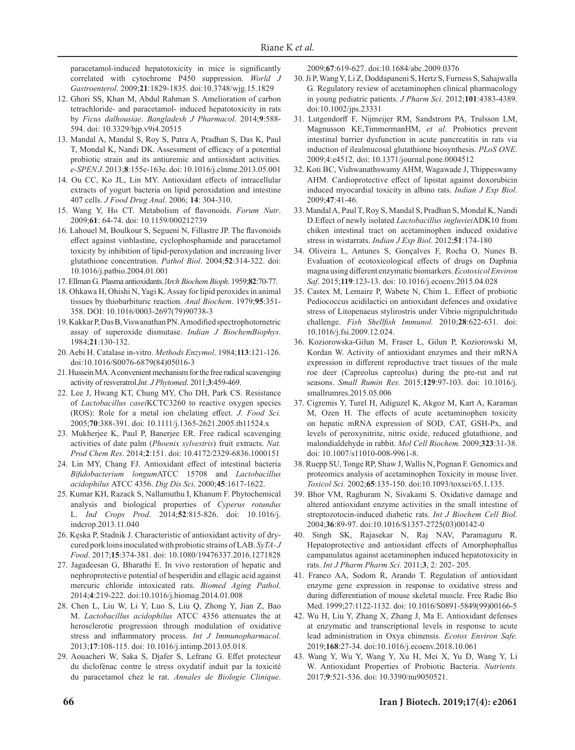paracetamol-induced hepatotoxicity in mice is significantly correlated with cytochrome P450 suppression. *World J Gastroenterol*. 2009;**21**:1829-1835. doi:10.3748/wjg.15.1829

12. Ghori SS, Khan M, Abdul Rahman S. Amelioration of carbon tetrachloride- and paracetamol- induced hepatotoxicity in rats by *Ficus dalhousiae*. *Bangladesh J Pharmacol*. 2014;**9**:588-594. doi: 10.3329/bjp.v9i4.20515
13. Mandal A, Mandal S, Roy S, Patra A, Pradhan S, Das K, Paul T, Mondal K, Nandi DK. Assessment of efficacy of a potential probiotic strain and its antiuremic and antioxidant activities. *e-SPEN J*. 2013;**8**:155e-163e. doi: 10.1016/j.clnme.2013.05.001
14. Ou CC, Ko JL, Lin MY. Antioxidant effects of intracellular extracts of yogurt bacteria on lipid peroxidation and intestine 407 cells. *J Food Drug Anal*. 2006; **14**: 304-310.
15. Wang Y, Ho CT. Metabolism of flavonoids. *Forum Nutr*. 2009;**61**: 64-74. doi: 10.1159/000212739
16. Lahouel M, Boulkour S, Segueni N, Fillastre JP. The flavonoids effect against vinblastine, cyclophosphamide and paracetamol toxicity by inhibition of lipid-peroxydation and increasing liver glutathione concentration. *Pathol Biol*. 2004;**52**:314-322. doi: 10.1016/j.patbio.2004.01.001
17. Ellman G. Plasma antioxidants. *Arch Biochem Bioph*. 1959;**82**:70-77.
18. Ohkawa H, Ohishi N, Yagi K. Assay for lipid peroxides in animal tissues by thiobarbituric reaction. *Anal Biochem*. 1979;**95**:351-358. DOI: 10.1016/0003-2697(79)90738-3
19. Kakkar P, Das B, Viswanathan PN. A modified spectrophotometric assay of superoxide dismutase. *Indian J BiochemBiophys*. 1984;**21**:130-132.
20. Aebi H. Catalase in-vitro. *Methods Enzymol*. 1984;**113**:121-126. doi:10.1016/S0076-6879(84)05016-3
21. Hussein MA. A convenient mechanism for the free radical scavenging activity of resveratrol. *Int. J Phytomed*. 2011;**3**:459-469.
22. Lee J, Hwang KT, Chung MY, Cho DH, Park CS. Resistance of *Lactobacillus casei*KCTC3260 to reactive oxygen species (ROS): Role for a metal ion chelating effect. *J. Food Sci.* 2005;**70**:388-391. doi: 10.1111/j.1365-2621.2005.tb11524.x
23. Mukherjee K, Paul P, Banerjee ER. Free radical scavenging activities of date palm (*Phoenix sylvestris*) fruit extracts. *Nat. Prod Chem Res*. 2014;**2**:151. doi: 10.4172/2329-6836.1000151
24. Lin MY, Chang FJ. Antioxidant effect of intestinal bacteria *Bifidobacterium longum*ATCC 15708 and *Lactobacillus acidophilus* ATCC 4356. *Dig Dis Sci*. 2000;**45**:1617-1622.
25. Kumar KH, Razack S, Nallamuthu I, Khanum F. Phytochemical analysis and biological properties of *Cyperus rotundus* L. *Ind Crops Prod*. 2014;**52**:815-826. doi: 10.1016/j.indcrop.2013.11.040
26. Kęska P, Stadnik J. Characteristic of antioxidant activity of dry-cured pork loins inoculated with probiotic strains of LAB. *SyTA-J Food*. 2017;**15**:374-381. doi: 10.1080/19476337.2016.1271828
27. Jagadeesan G, Bharathi E. In vivo restoration of hepatic and nephroprotective potential of hesperidin and ellagic acid against mercuric chloride intoxicated rats. *Biomed Aging Pathol*. 2014;**4**:219-222. doi:10.1016/j.biomag.2014.01.008
28. Chen L, Liu W, Li Y, Luo S, Liu Q, Zhong Y, Jian Z, Bao M. *Lactobacillus acidophilus* ATCC 4356 attenuates the at herosclerotic progression through modulation of oxidative stress and inflammatory process. *Int J Immunopharmacol*. 2013;**17**:108-115. doi: 10.1016/j.intimp.2013.05.018.
29. Aouacheri W, Saka S, Djafer S, Lefranc G. Effet protecteur du diclofénac contre le stress oxydatif induit par la toxicité du paracetamol chez le rat. *Annales de Biologie Clinique*. 2009;**67**:619-627. doi:10.1684/abc.2009.0376
30. Ji P, Wang Y, Li Z, Doddapaneni S, Hertz S, Furness S, Sahajwalla G. Regulatory review of acetaminophen clinical pharmacology in young pediatric patients. *J Pharm Sci*. 2012;**101**:4383-4389. doi:10.1002/jps.23331
31. Lutgendorff F, Nijmeijer RM, Sandstrom PA, Trulsson LM, Magnusson KE,TimmermanHM, *et al*. Probiotics prevent intestinal barrier dysfunction in acute pancreatitis in rats via induction of ilealmucosal glutathione biosynthesis. *PLoS ONE*. 2009;4:e4512. doi: 10.1371/journal.pone.0004512
32. Koti BC, Vishwanathswamy AHM, Wagawade J, Thippeswamy AHM. Cardioprotective effect of lipistat against doxorubicin induced myocardial toxicity in albino rats. *Indian J Exp Biol*. 2009;**47**:41-46.
33. Mandal A, Paul T, Roy S, Mandal S, Pradhan S, Mondal K, Nandi D.Effect of newly isolated *Lactobacillus ingluviei*ADK10 from chiken intestinal tract on acetaminophen induced oxidative stress in wistarrats. *Indian J Exp Biol*. 2012;**51**:174-180
34. Oliveira L, Antunes S, Gonçalves F, Rocha O, Nunes B. Evaluation of ecotoxicological effects of drugs on Daphnia magna using different enzymatic biomarkers. *Ecotoxicol Environ Saf*. 2015;**119**:123-13. doi: 10.1016/j.ecoenv.2015.04.028
35. Castex M, Lemaire P, Wabete N, Chim L. Effect of probiotic Pediococcus acidilactici on antioxidant defences and oxidative stress of Litopenaeus stylirostris under Vibrio nigripulchritudo challenge. *Fish Shellfish Immunol.* 2010;**28**:622-631. doi: 10.1016/j.fsi.2009.12.024.
36. Koziorowska-Gilun M, Fraser L, Gilun P, Koziorowski M, Kordan W. Activity of antioxidant enzymes and their mRNA expression in different reproductive tract tissues of the male roe deer (Capreolus capreolus) during the pre-rut and rut seasons. *Small Rumin Res.* 2015;**129**:97-103. doi: 10.1016/j.smallrumres.2015.05.006
37. Cigremis Y, Turel H, Adiguzel K, Akgoz M, Kart A, Karaman M, Ozen H. The effects of acute acetaminophen toxicity on hepatic mRNA expression of SOD, CAT, GSH-Px, and levels of peroxynitrite, nitric oxide, reduced glutathione, and malondialdehyde in rabbit. *Mol Cell Biochem.* 2009;**323**:31-38. doi: 10.1007/s11010-008-9961-8.
38. Ruepp SU, Tonge RP, Shaw J, Wallis N, Pognan F. Genomics and proteomics analysis of acetaminophen Toxicity in mouse liver. *Toxicol Sci.* 2002;**65**:135-150. doi:10.1093/toxsci/65.1.135.
39. Bhor VM, Raghuram N, Sivakami S. Oxidative damage and altered antioxidant enzyme activities in the small intestine of streptozotocin-induced diabetic rats. *Int J Biochem Cell Biol.* 2004;**36**:89-97. doi:10.1016/S1357-2725(03)00142-0
40. Singh SK, Rajasekar N, Raj NAV, Paramaguru R. Hepatoprotective and antioxidant effects of Amorphophallus campanulatus against acetaminophen induced hepatotoxicity in rats. *Int J Pharm Pharm Sci.* 2011;**3**, 2: 202- 205.
41. Franco AA, Sodom R, Arando T. Regulation of antioxidant enzyme gene expression in response to oxidative stress and during differentiation of mouse skeletal muscle. Free Radic Bio Med. 1999;27:1122-1132. doi: 10.1016/S0891-5849(99)00166-5
42. Wu H, Liu Y, Zhang X, Zhang J, Ma E. Antioxidant defenses at enzymatic and transcriptional levels in response to acute lead administration in Oxya chinensis. *Ecotox Environ Safe.* 2019;**168**:27-34. doi:10.1016/j.ecoenv.2018.10.061
43. Wang Y, Wu Y, Wang Y, Xu H, Mei X, Yu D, Wang Y, Li W. Antioxidant Properties of Probiotic Bacteria. *Nutrients.* 2017;**9**:521-536. doi: 10.3390/nu9050521.